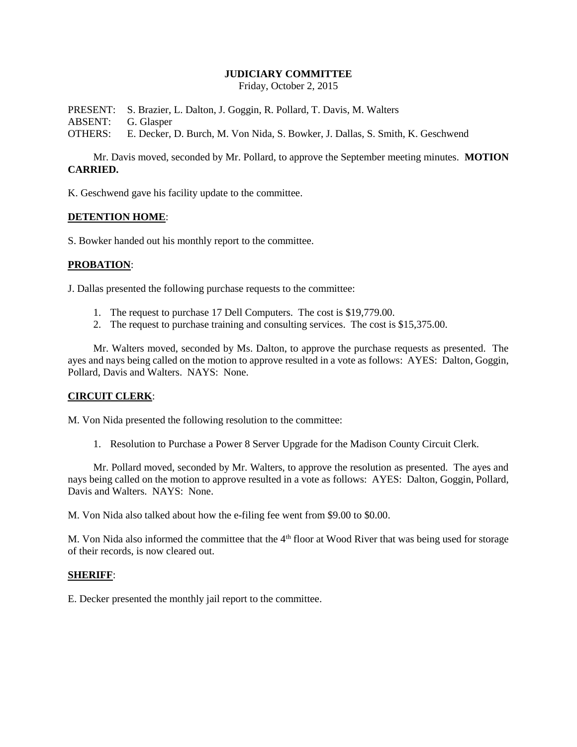# JUDICIARY COMMITTEE

Friday, October 2, 2015

PRESENT: S. Brazier, L. Dalton, J. Goggin, R. Pollard, T. Davis, M. Walters
ABSENT: G. Glasper
OTHERS: E. Decker, D. Burch, M. Von Nida, S. Bowker, J. Dallas, S. Smith, K. Geschwend

Mr. Davis moved, seconded by Mr. Pollard, to approve the September meeting minutes. **MOTION CARRIED.**

K. Geschwend gave his facility update to the committee.

## DETENTION HOME:

S. Bowker handed out his monthly report to the committee.

## PROBATION:

J. Dallas presented the following purchase requests to the committee:

1. The request to purchase 17 Dell Computers. The cost is $19,779.00.
2. The request to purchase training and consulting services. The cost is $15,375.00.

Mr. Walters moved, seconded by Ms. Dalton, to approve the purchase requests as presented. The ayes and nays being called on the motion to approve resulted in a vote as follows: AYES: Dalton, Goggin, Pollard, Davis and Walters. NAYS: None.

## CIRCUIT CLERK:

M. Von Nida presented the following resolution to the committee:

1. Resolution to Purchase a Power 8 Server Upgrade for the Madison County Circuit Clerk.

Mr. Pollard moved, seconded by Mr. Walters, to approve the resolution as presented. The ayes and nays being called on the motion to approve resulted in a vote as follows: AYES: Dalton, Goggin, Pollard, Davis and Walters. NAYS: None.

M. Von Nida also talked about how the e-filing fee went from $9.00 to $0.00.

M. Von Nida also informed the committee that the 4th floor at Wood River that was being used for storage of their records, is now cleared out.

## SHERIFF:

E. Decker presented the monthly jail report to the committee.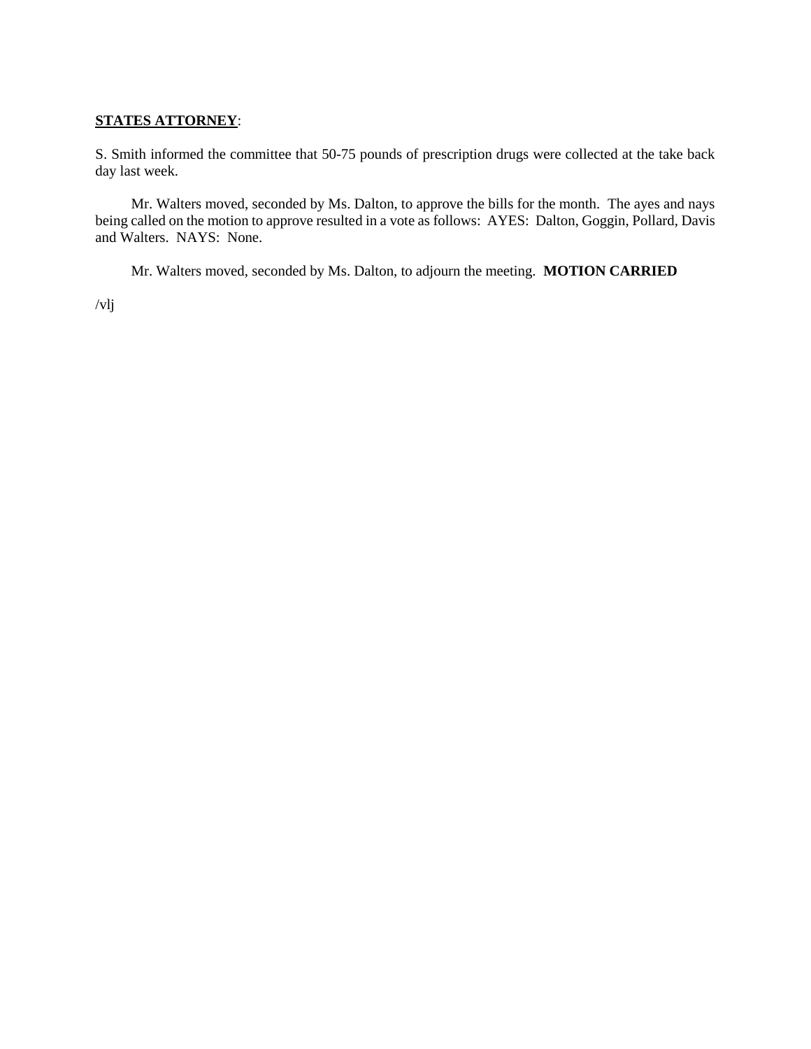**<u>STATES ATTORNEY</u>**:

S. Smith informed the committee that 50-75 pounds of prescription drugs were collected at the take back day last week.

Mr. Walters moved, seconded by Ms. Dalton, to approve the bills for the month. The ayes and nays being called on the motion to approve resulted in a vote as follows: AYES: Dalton, Goggin, Pollard, Davis and Walters. NAYS: None.

Mr. Walters moved, seconded by Ms. Dalton, to adjourn the meeting. **MOTION CARRIED**

/vlj